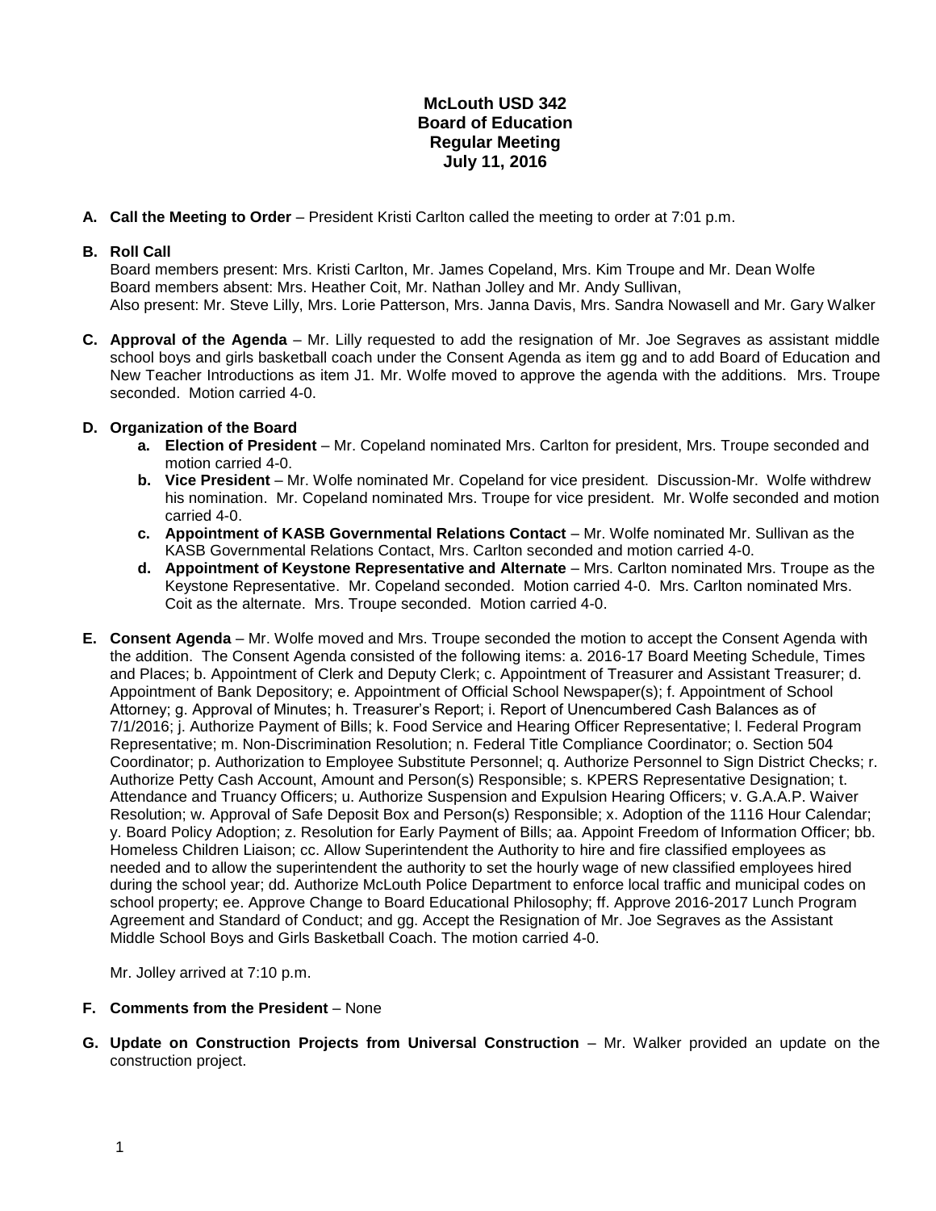# McLouth USD 342
## Board of Education
## Regular Meeting
## July 11, 2016

**A. Call the Meeting to Order** – President Kristi Carlton called the meeting to order at 7:01 p.m.

**B. Roll Call**

Board members present: Mrs. Kristi Carlton, Mr. James Copeland, Mrs. Kim Troupe and Mr. Dean Wolfe
Board members absent: Mrs. Heather Coit, Mr. Nathan Jolley and Mr. Andy Sullivan,
Also present: Mr. Steve Lilly, Mrs. Lorie Patterson, Mrs. Janna Davis, Mrs. Sandra Nowasell and Mr. Gary Walker

**C. Approval of the Agenda** – Mr. Lilly requested to add the resignation of Mr. Joe Segraves as assistant middle school boys and girls basketball coach under the Consent Agenda as item gg and to add Board of Education and New Teacher Introductions as item J1. Mr. Wolfe moved to approve the agenda with the additions. Mrs. Troupe seconded. Motion carried 4-0.

**D. Organization of the Board**

- **a. Election of President** – Mr. Copeland nominated Mrs. Carlton for president, Mrs. Troupe seconded and motion carried 4-0.
- **b. Vice President** – Mr. Wolfe nominated Mr. Copeland for vice president. Discussion-Mr. Wolfe withdrew his nomination. Mr. Copeland nominated Mrs. Troupe for vice president. Mr. Wolfe seconded and motion carried 4-0.
- **c. Appointment of KASB Governmental Relations Contact** – Mr. Wolfe nominated Mr. Sullivan as the KASB Governmental Relations Contact, Mrs. Carlton seconded and motion carried 4-0.
- **d. Appointment of Keystone Representative and Alternate** – Mrs. Carlton nominated Mrs. Troupe as the Keystone Representative. Mr. Copeland seconded. Motion carried 4-0. Mrs. Carlton nominated Mrs. Coit as the alternate. Mrs. Troupe seconded. Motion carried 4-0.

**E. Consent Agenda** – Mr. Wolfe moved and Mrs. Troupe seconded the motion to accept the Consent Agenda with the addition. The Consent Agenda consisted of the following items: a. 2016-17 Board Meeting Schedule, Times and Places; b. Appointment of Clerk and Deputy Clerk; c. Appointment of Treasurer and Assistant Treasurer; d. Appointment of Bank Depository; e. Appointment of Official School Newspaper(s); f. Appointment of School Attorney; g. Approval of Minutes; h. Treasurer's Report; i. Report of Unencumbered Cash Balances as of 7/1/2016; j. Authorize Payment of Bills; k. Food Service and Hearing Officer Representative; l. Federal Program Representative; m. Non-Discrimination Resolution; n. Federal Title Compliance Coordinator; o. Section 504 Coordinator; p. Authorization to Employee Substitute Personnel; q. Authorize Personnel to Sign District Checks; r. Authorize Petty Cash Account, Amount and Person(s) Responsible; s. KPERS Representative Designation; t. Attendance and Truancy Officers; u. Authorize Suspension and Expulsion Hearing Officers; v. G.A.A.P. Waiver Resolution; w. Approval of Safe Deposit Box and Person(s) Responsible; x. Adoption of the 1116 Hour Calendar; y. Board Policy Adoption; z. Resolution for Early Payment of Bills; aa. Appoint Freedom of Information Officer; bb. Homeless Children Liaison; cc. Allow Superintendent the Authority to hire and fire classified employees as needed and to allow the superintendent the authority to set the hourly wage of new classified employees hired during the school year; dd. Authorize McLouth Police Department to enforce local traffic and municipal codes on school property; ee. Approve Change to Board Educational Philosophy; ff. Approve 2016-2017 Lunch Program Agreement and Standard of Conduct; and gg. Accept the Resignation of Mr. Joe Segraves as the Assistant Middle School Boys and Girls Basketball Coach. The motion carried 4-0.

Mr. Jolley arrived at 7:10 p.m.

**F. Comments from the President** – None

**G. Update on Construction Projects from Universal Construction** – Mr. Walker provided an update on the construction project.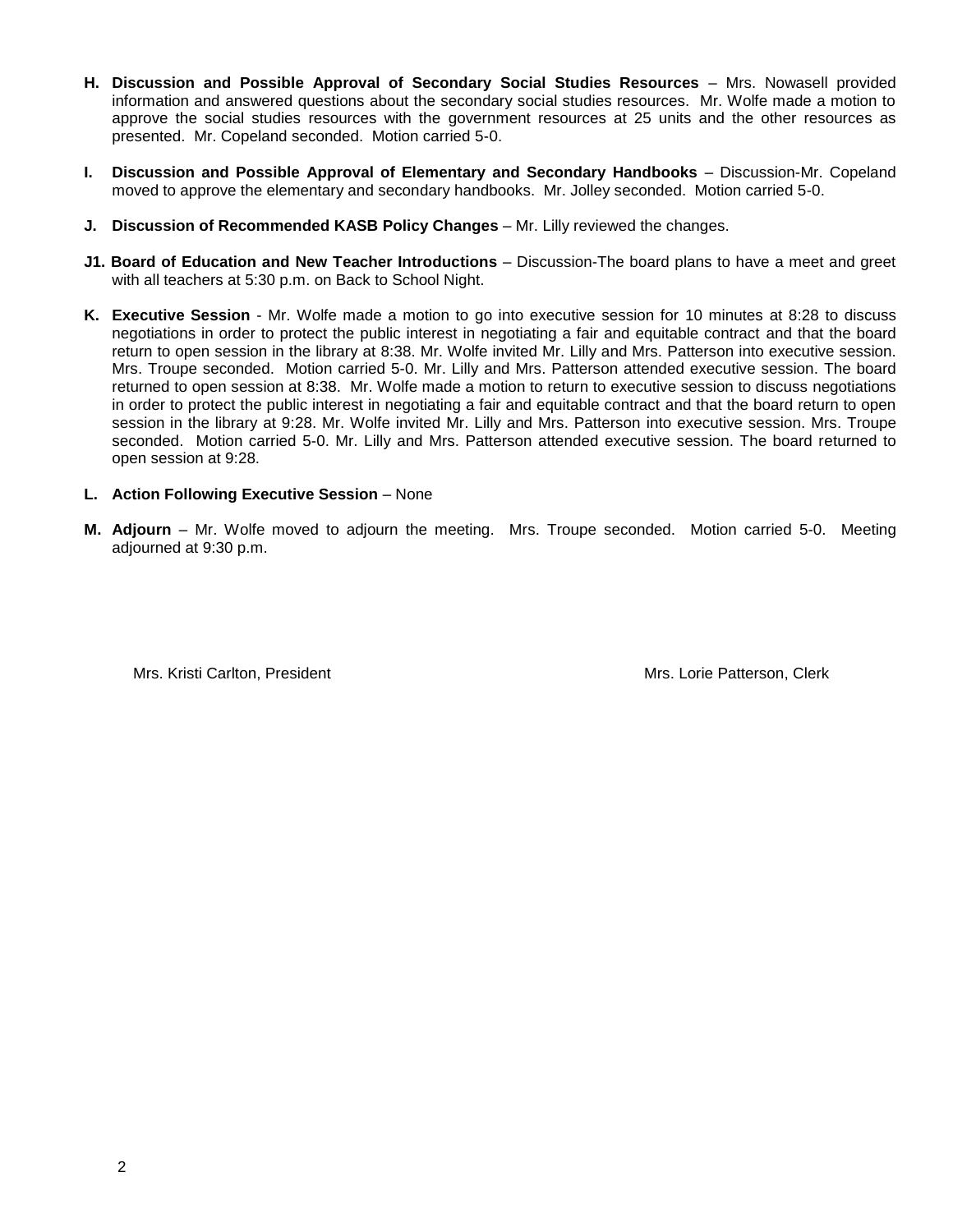**H. Discussion and Possible Approval of Secondary Social Studies Resources** – Mrs. Nowasell provided information and answered questions about the secondary social studies resources. Mr. Wolfe made a motion to approve the social studies resources with the government resources at 25 units and the other resources as presented. Mr. Copeland seconded. Motion carried 5-0.

**I. Discussion and Possible Approval of Elementary and Secondary Handbooks** – Discussion-Mr. Copeland moved to approve the elementary and secondary handbooks. Mr. Jolley seconded. Motion carried 5-0.

**J. Discussion of Recommended KASB Policy Changes** – Mr. Lilly reviewed the changes.

**J1. Board of Education and New Teacher Introductions** – Discussion-The board plans to have a meet and greet with all teachers at 5:30 p.m. on Back to School Night.

**K. Executive Session** - Mr. Wolfe made a motion to go into executive session for 10 minutes at 8:28 to discuss negotiations in order to protect the public interest in negotiating a fair and equitable contract and that the board return to open session in the library at 8:38. Mr. Wolfe invited Mr. Lilly and Mrs. Patterson into executive session. Mrs. Troupe seconded. Motion carried 5-0. Mr. Lilly and Mrs. Patterson attended executive session. The board returned to open session at 8:38. Mr. Wolfe made a motion to return to executive session to discuss negotiations in order to protect the public interest in negotiating a fair and equitable contract and that the board return to open session in the library at 9:28. Mr. Wolfe invited Mr. Lilly and Mrs. Patterson into executive session. Mrs. Troupe seconded. Motion carried 5-0. Mr. Lilly and Mrs. Patterson attended executive session. The board returned to open session at 9:28.

**L. Action Following Executive Session** – None

**M. Adjourn** – Mr. Wolfe moved to adjourn the meeting. Mrs. Troupe seconded. Motion carried 5-0. Meeting adjourned at 9:30 p.m.

Mrs. Kristi Carlton, President

Mrs. Lorie Patterson, Clerk